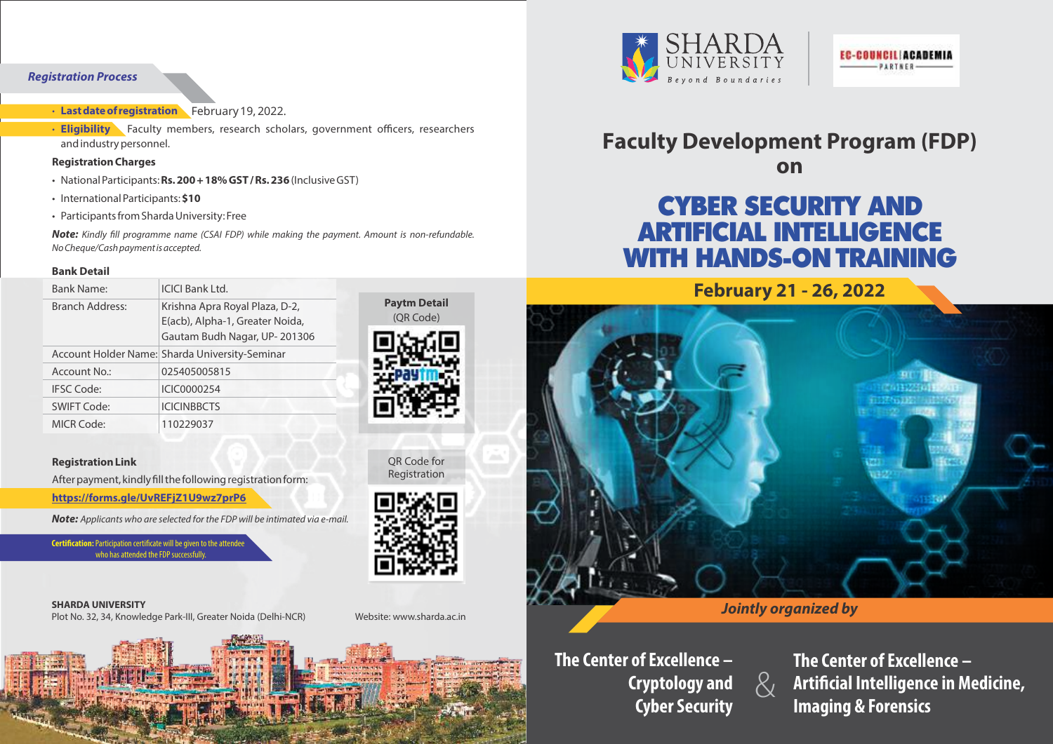# Faculty Development Program (FDP) on

# CYBER SECURITY AND ARTIFICIAL INTELLIGENCE WITH HANDS-ON TRAINING

**February 21 - 26, 2022**

*Jointly organized by*

**The Center of Excellence – Cryptology and Cyber Security** & **The Center of Excellence – Artificial Intelligence in Medicine, Imaging & Forensics**

SHARDA UNIVERSITY — Beyond Boundaries

EC-COUNCIL | ACADEMIA PARTNER

## Registration Process

- **Last date of registration** February 19, 2022.
- **Eligibility** Faculty members, research scholars, government officers, researchers and industry personnel.

### Registration Charges

- National Participants: **Rs. 200 + 18% GST / Rs. 236** (Inclusive GST)
- International Participants: **$10**
- Participants from Sharda University: Free

***Note:*** *Kindly fill programme name (CSAI FDP) while making the payment. Amount is non-refundable. No Cheque/Cash payment is accepted.*

### Bank Detail

| | |
|---|---|
| Bank Name: | ICICI Bank Ltd. |
| Branch Address: | Krishna Apra Royal Plaza, D-2, E(acb), Alpha-1, Greater Noida, Gautam Budh Nagar, UP- 201306 |
| Account Holder Name: | Sharda University-Seminar |
| Account No.: | 025405005815 |
| IFSC Code: | ICIC0000254 |
| SWIFT Code: | ICICINBBCTS |
| MICR Code: | 110229037 |

**Paytm Detail** (QR Code)

### Registration Link

After payment, kindly fill the following registration form:

**https://forms.gle/UvREFjZ1U9wz7prP6**

QR Code for Registration

***Note:*** *Applicants who are selected for the FDP will be intimated via e-mail.*

**Certification:** Participation certificate will be given to the attendee who has attended the FDP successfully.

**SHARDA UNIVERSITY**
Plot No. 32, 34, Knowledge Park-III, Greater Noida (Delhi-NCR)

Website: www.sharda.ac.in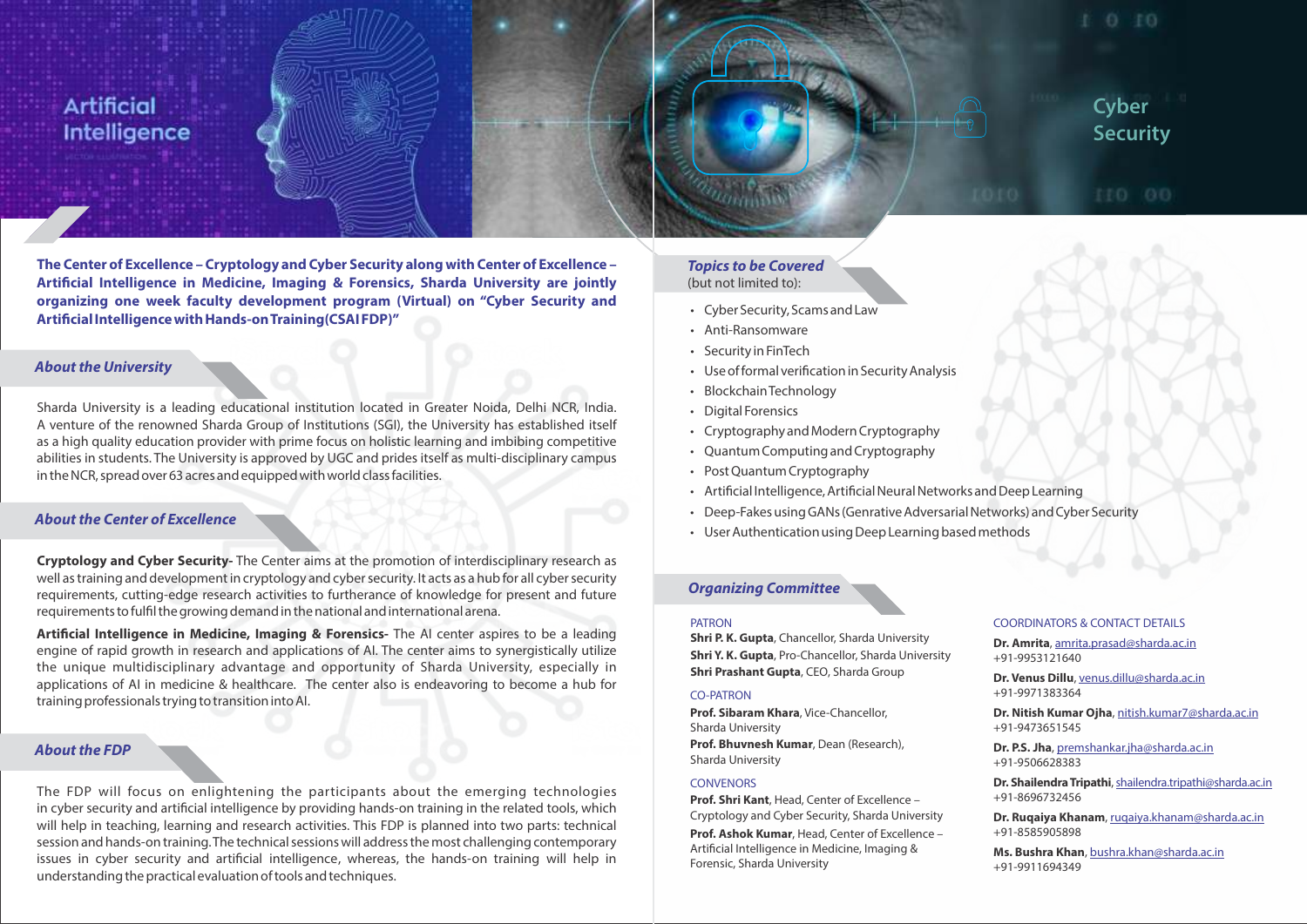Artificial Intelligence

Cyber Security

**The Center of Excellence – Cryptology and Cyber Security along with Center of Excellence – Artificial Intelligence in Medicine, Imaging & Forensics, Sharda University are jointly organizing one week faculty development program (Virtual) on "Cyber Security and Artificial Intelligence with Hands-on Training(CSAI FDP)"**

## *About the University*

Sharda University is a leading educational institution located in Greater Noida, Delhi NCR, India. A venture of the renowned Sharda Group of Institutions (SGI), the University has established itself as a high quality education provider with prime focus on holistic learning and imbibing competitive abilities in students. The University is approved by UGC and prides itself as multi-disciplinary campus in the NCR, spread over 63 acres and equipped with world class facilities.

## *About the Center of Excellence*

**Cryptology and Cyber Security-** The Center aims at the promotion of interdisciplinary research as well as training and development in cryptology and cyber security. It acts as a hub for all cyber security requirements, cutting-edge research activities to furtherance of knowledge for present and future requirements to fulfil the growing demand in the national and international arena.

**Artificial Intelligence in Medicine, Imaging & Forensics-** The AI center aspires to be a leading engine of rapid growth in research and applications of AI. The center aims to synergistically utilize the unique multidisciplinary advantage and opportunity of Sharda University, especially in applications of AI in medicine & healthcare. The center also is endeavoring to become a hub for training professionals trying to transition into AI.

## *About the FDP*

The FDP will focus on enlightening the participants about the emerging technologies in cyber security and artificial intelligence by providing hands-on training in the related tools, which will help in teaching, learning and research activities. This FDP is planned into two parts: technical session and hands-on training. The technical sessions will address the most challenging contemporary issues in cyber security and artificial intelligence, whereas, the hands-on training will help in understanding the practical evaluation of tools and techniques.

## *Topics to be Covered*

(but not limited to):

- Cyber Security, Scams and Law
- Anti-Ransomware
- Security in FinTech
- Use of formal verification in Security Analysis
- Blockchain Technology
- Digital Forensics
- Cryptography and Modern Cryptography
- Quantum Computing and Cryptography
- Post Quantum Cryptography
- Artificial Intelligence, Artificial Neural Networks and Deep Learning
- Deep-Fakes using GANs (Genrative Adversarial Networks) and Cyber Security
- User Authentication using Deep Learning based methods

## *Organizing Committee*

PATRON

**Shri P. K. Gupta**, Chancellor, Sharda University

**Shri Y. K. Gupta**, Pro-Chancellor, Sharda University

**Shri Prashant Gupta**, CEO, Sharda Group

CO-PATRON

**Prof. Sibaram Khara**, Vice-Chancellor, Sharda University

**Prof. Bhuvnesh Kumar**, Dean (Research), Sharda University

CONVENORS

**Prof. Shri Kant**, Head, Center of Excellence – Cryptology and Cyber Security, Sharda University

**Prof. Ashok Kumar**, Head, Center of Excellence – Artificial Intelligence in Medicine, Imaging & Forensic, Sharda University

COORDINATORS & CONTACT DETAILS

**Dr. Amrita**, amrita.prasad@sharda.ac.in
+91-9953121640

**Dr. Venus Dillu**, venus.dillu@sharda.ac.in
+91-9971383364

**Dr. Nitish Kumar Ojha**, nitish.kumar7@sharda.ac.in
+91-9473651545

**Dr. P.S. Jha**, premshankar.jha@sharda.ac.in
+91-9506628383

**Dr. Shailendra Tripathi**, shailendra.tripathi@sharda.ac.in
+91-8696732456

**Dr. Ruqaiya Khanam**, ruqaiya.khanam@sharda.ac.in
+91-8585905898

**Ms. Bushra Khan**, bushra.khan@sharda.ac.in
+91-9911694349